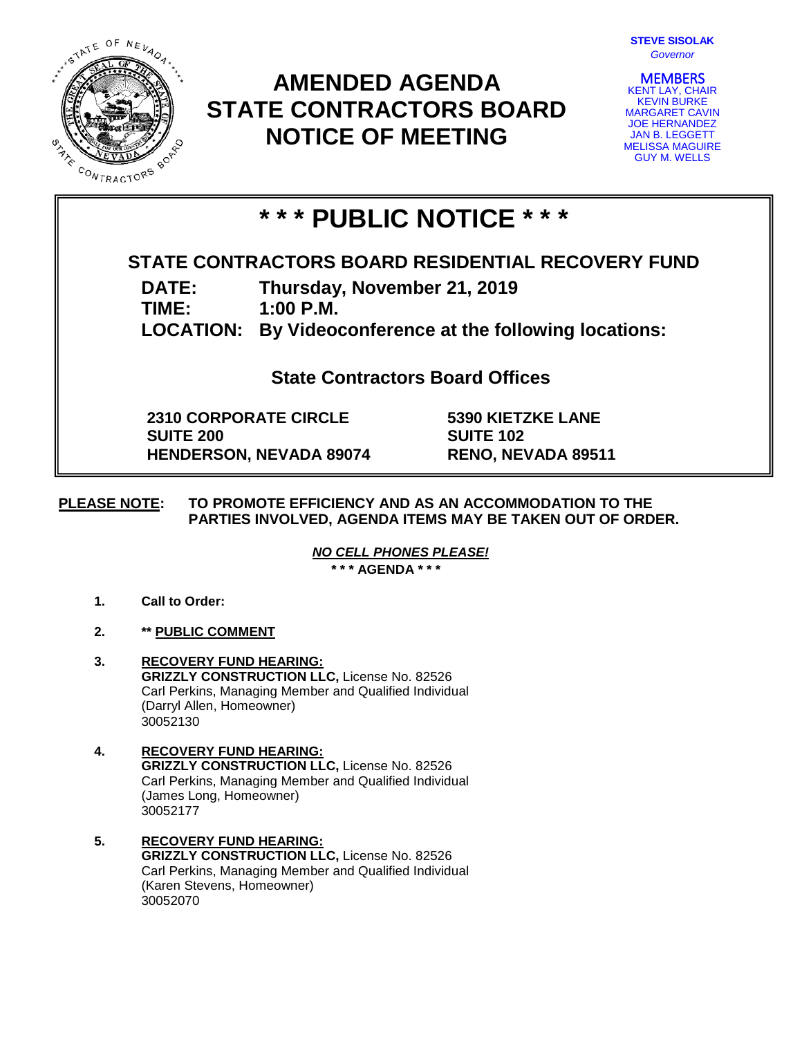# AMENDED AGENDA
# STATE CONTRACTORS BOARD
# NOTICE OF MEETING

**STEVE SISOLAK**
*Governor*

MEMBERS
KENT LAY, CHAIR
KEVIN BURKE
MARGARET CAVIN
JOE HERNANDEZ
JAN B. LEGGETT
MELISSA MAGUIRE
GUY M. WELLS

## * * * PUBLIC NOTICE * * *

### STATE CONTRACTORS BOARD RESIDENTIAL RECOVERY FUND

**DATE:** Thursday, November 21, 2019
**TIME:** 1:00 P.M.
**LOCATION:** By Videoconference at the following locations:

**State Contractors Board Offices**

**2310 CORPORATE CIRCLE**
**SUITE 200**
**HENDERSON, NEVADA 89074**

**5390 KIETZKE LANE**
**SUITE 102**
**RENO, NEVADA 89511**

**PLEASE NOTE:** TO PROMOTE EFFICIENCY AND AS AN ACCOMMODATION TO THE PARTIES INVOLVED, AGENDA ITEMS MAY BE TAKEN OUT OF ORDER.

***NO CELL PHONES PLEASE!***

**\* \* \* AGENDA \* \* \***

1. **Call to Order:**

2. **\*\* PUBLIC COMMENT**

3. **RECOVERY FUND HEARING:**
   **GRIZZLY CONSTRUCTION LLC,** License No. 82526
   Carl Perkins, Managing Member and Qualified Individual
   (Darryl Allen, Homeowner)
   30052130

4. **RECOVERY FUND HEARING:**
   **GRIZZLY CONSTRUCTION LLC,** License No. 82526
   Carl Perkins, Managing Member and Qualified Individual
   (James Long, Homeowner)
   30052177

5. **RECOVERY FUND HEARING:**
   **GRIZZLY CONSTRUCTION LLC,** License No. 82526
   Carl Perkins, Managing Member and Qualified Individual
   (Karen Stevens, Homeowner)
   30052070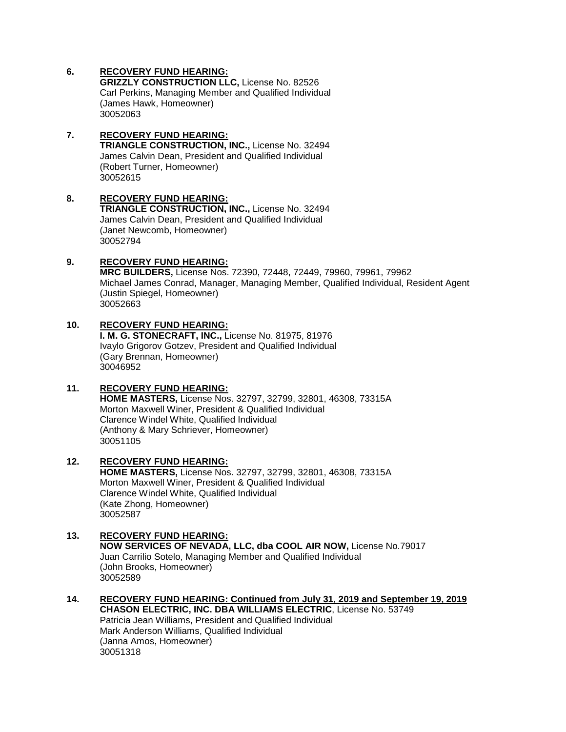6. **RECOVERY FUND HEARING:**
   **GRIZZLY CONSTRUCTION LLC,** License No. 82526
   Carl Perkins, Managing Member and Qualified Individual
   (James Hawk, Homeowner)
   30052063

7. **RECOVERY FUND HEARING:**
   **TRIANGLE CONSTRUCTION, INC.,** License No. 32494
   James Calvin Dean, President and Qualified Individual
   (Robert Turner, Homeowner)
   30052615

8. **RECOVERY FUND HEARING:**
   **TRIANGLE CONSTRUCTION, INC.,** License No. 32494
   James Calvin Dean, President and Qualified Individual
   (Janet Newcomb, Homeowner)
   30052794

9. **RECOVERY FUND HEARING:**
   **MRC BUILDERS,** License Nos. 72390, 72448, 72449, 79960, 79961, 79962
   Michael James Conrad, Manager, Managing Member, Qualified Individual, Resident Agent
   (Justin Spiegel, Homeowner)
   30052663

10. **RECOVERY FUND HEARING:**
    **I. M. G. STONECRAFT, INC.,** License No. 81975, 81976
    Ivaylo Grigorov Gotzev, President and Qualified Individual
    (Gary Brennan, Homeowner)
    30046952

11. **RECOVERY FUND HEARING:**
    **HOME MASTERS,** License Nos. 32797, 32799, 32801, 46308, 73315A
    Morton Maxwell Winer, President & Qualified Individual
    Clarence Windel White, Qualified Individual
    (Anthony & Mary Schriever, Homeowner)
    30051105

12. **RECOVERY FUND HEARING:**
    **HOME MASTERS,** License Nos. 32797, 32799, 32801, 46308, 73315A
    Morton Maxwell Winer, President & Qualified Individual
    Clarence Windel White, Qualified Individual
    (Kate Zhong, Homeowner)
    30052587

13. **RECOVERY FUND HEARING:**
    **NOW SERVICES OF NEVADA, LLC, dba COOL AIR NOW,** License No.79017
    Juan Carrilio Sotelo, Managing Member and Qualified Individual
    (John Brooks, Homeowner)
    30052589

14. **RECOVERY FUND HEARING: Continued from July 31, 2019 and September 19, 2019**
    **CHASON ELECTRIC, INC. DBA WILLIAMS ELECTRIC**, License No. 53749
    Patricia Jean Williams, President and Qualified Individual
    Mark Anderson Williams, Qualified Individual
    (Janna Amos, Homeowner)
    30051318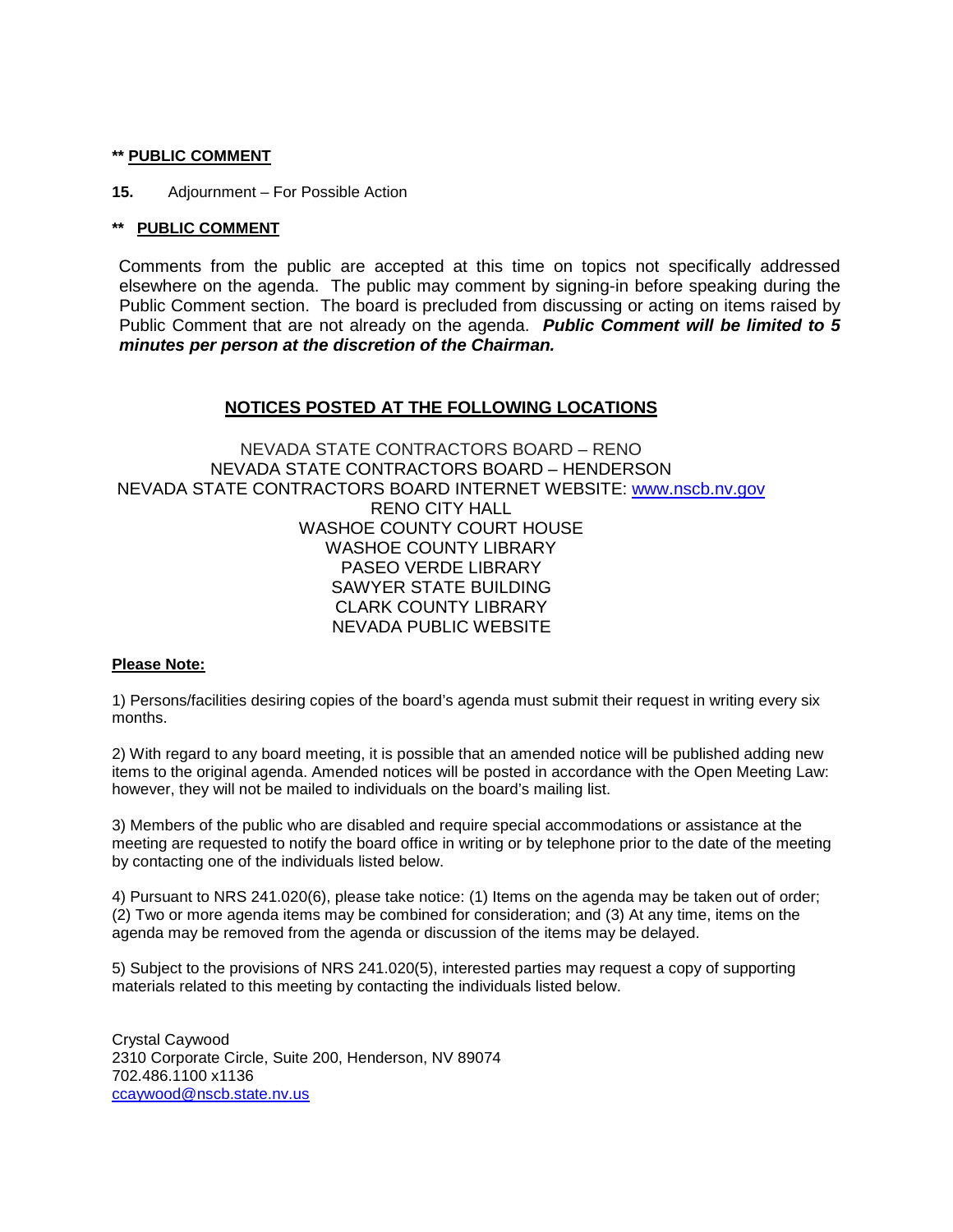**\*\* PUBLIC COMMENT**

**15.** Adjournment – For Possible Action

**\*\* PUBLIC COMMENT**

Comments from the public are accepted at this time on topics not specifically addressed elsewhere on the agenda. The public may comment by signing-in before speaking during the Public Comment section. The board is precluded from discussing or acting on items raised by Public Comment that are not already on the agenda. ***Public Comment will be limited to 5 minutes per person at the discretion of the Chairman.***

## NOTICES POSTED AT THE FOLLOWING LOCATIONS

NEVADA STATE CONTRACTORS BOARD – RENO
NEVADA STATE CONTRACTORS BOARD – HENDERSON
NEVADA STATE CONTRACTORS BOARD INTERNET WEBSITE: www.nscb.nv.gov
RENO CITY HALL
WASHOE COUNTY COURT HOUSE
WASHOE COUNTY LIBRARY
PASEO VERDE LIBRARY
SAWYER STATE BUILDING
CLARK COUNTY LIBRARY
NEVADA PUBLIC WEBSITE

**Please Note:**

1) Persons/facilities desiring copies of the board's agenda must submit their request in writing every six months.

2) With regard to any board meeting, it is possible that an amended notice will be published adding new items to the original agenda. Amended notices will be posted in accordance with the Open Meeting Law: however, they will not be mailed to individuals on the board's mailing list.

3) Members of the public who are disabled and require special accommodations or assistance at the meeting are requested to notify the board office in writing or by telephone prior to the date of the meeting by contacting one of the individuals listed below.

4) Pursuant to NRS 241.020(6), please take notice: (1) Items on the agenda may be taken out of order; (2) Two or more agenda items may be combined for consideration; and (3) At any time, items on the agenda may be removed from the agenda or discussion of the items may be delayed.

5) Subject to the provisions of NRS 241.020(5), interested parties may request a copy of supporting materials related to this meeting by contacting the individuals listed below.

Crystal Caywood
2310 Corporate Circle, Suite 200, Henderson, NV 89074
702.486.1100 x1136
ccaywood@nscb.state.nv.us